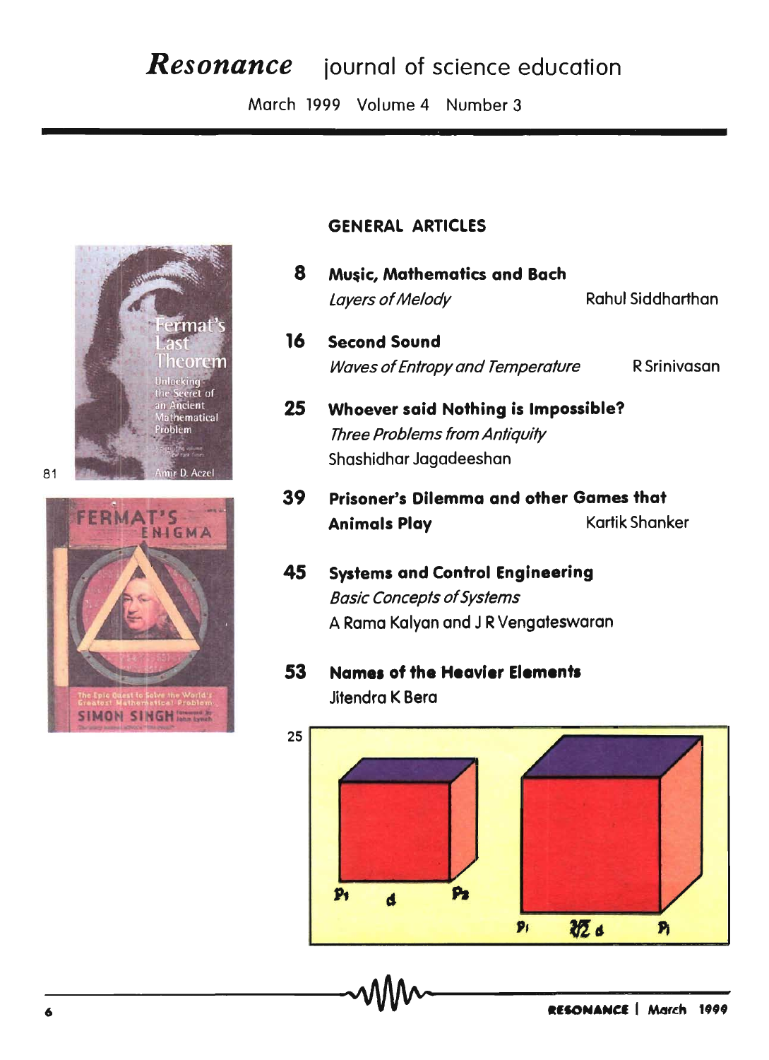# *Resonance* journal of science education

March 1999 Volume 4 Number 3

## GENERAL ARTICLES

**8 Music, Mathematics and Bach**
*Layers of Melody* — Rahul Siddharthan

**16 Second Sound**
*Waves of Entropy and Temperature* — R Srinivasan

**25 Whoever said Nothing is Impossible?**
*Three Problems from Antiquity*
Shashidhar Jagadeeshan

**39 Prisoner's Dilemma and other Games that Animals Play** — Kartik Shanker

**45 Systems and Control Engineering**
*Basic Concepts of Systems*
A Rama Kalyan and J R Vengateswaran

**53 Names of the Heavier Elements**
Jitendra K Bera

81

25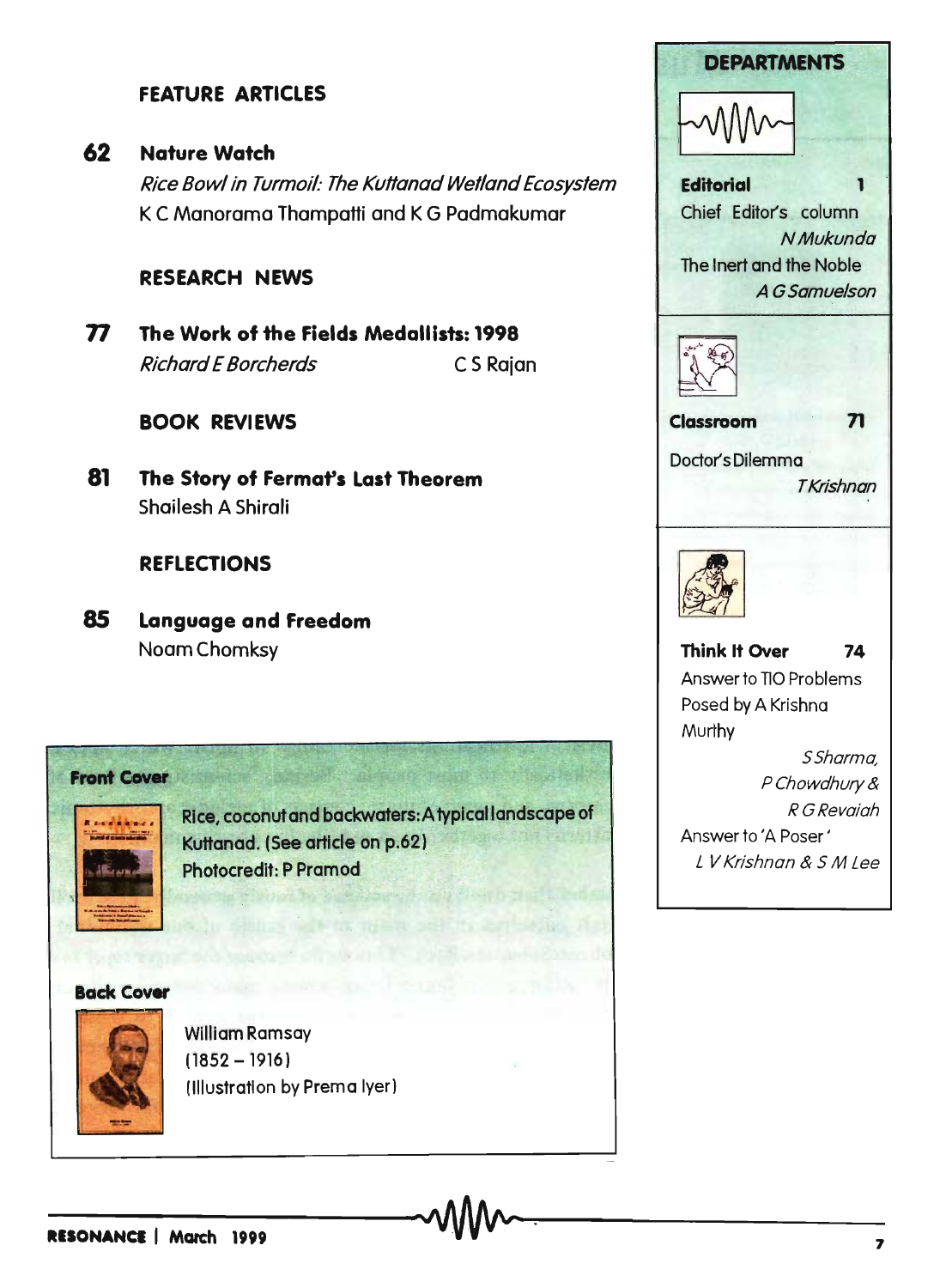## FEATURE ARTICLES

**62 Nature Watch**
*Rice Bowl in Turmoil: The Kuttanad Wetland Ecosystem*
K C Manorama Thampatti and K G Padmakumar

## RESEARCH NEWS

**77 The Work of the Fields Medallists: 1998**
*Richard E Borcherds* C S Rajan

## BOOK REVIEWS

**81 The Story of Fermat's Last Theorem**
Shailesh A Shirali

## REFLECTIONS

**85 Language and Freedom**
Noam Chomksy

**Front Cover**

Rice, coconut and backwaters: A typical landscape of Kuttanad. (See article on p.62)
Photocredit: P Pramod

**Back Cover**

William Ramsay
(1852 – 1916)
(Illustration by Prema Iyer)

## DEPARTMENTS

**Editorial** **1**
Chief Editor's column
*N Mukunda*
The Inert and the Noble
*A G Samuelson*

**Classroom** **71**
Doctor's Dilemma
*T Krishnan*

**Think It Over** **74**
Answer to TIO Problems Posed by A Krishna Murthy
*S Sharma, P Chowdhury & R G Revaiah*
Answer to 'A Poser'
*L V Krishnan & S M Lee*